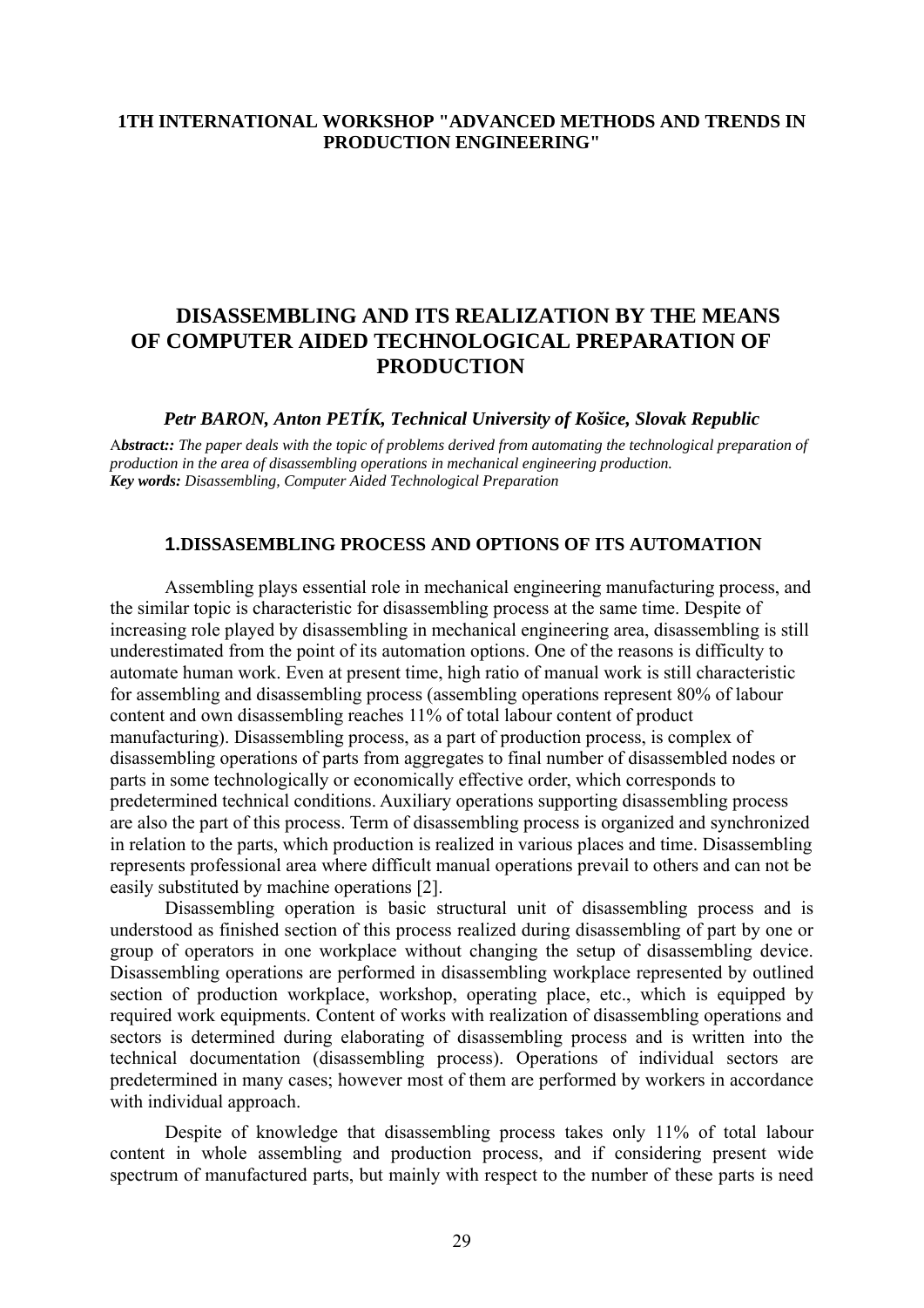**1TH INTERNATIONAL WORKSHOP "ADVANCED METHODS AND TRENDS IN PRODUCTION ENGINEERING"**

# DISASSEMBLING AND ITS REALIZATION BY THE MEANS OF COMPUTER AIDED TECHNOLOGICAL PREPARATION OF PRODUCTION

***Petr BARON, Anton PETÍK, Technical University of Košice, Slovak Republic***

A***bstract::*** *The paper deals with the topic of problems derived from automating the technological preparation of production in the area of disassembling operations in mechanical engineering production.*
***Key words:*** *Disassembling, Computer Aided Technological Preparation*

## 1.DISSASEMBLING PROCESS AND OPTIONS OF ITS AUTOMATION

Assembling plays essential role in mechanical engineering manufacturing process, and the similar topic is characteristic for disassembling process at the same time. Despite of increasing role played by disassembling in mechanical engineering area, disassembling is still underestimated from the point of its automation options. One of the reasons is difficulty to automate human work. Even at present time, high ratio of manual work is still characteristic for assembling and disassembling process (assembling operations represent 80% of labour content and own disassembling reaches 11% of total labour content of product manufacturing). Disassembling process, as a part of production process, is complex of disassembling operations of parts from aggregates to final number of disassembled nodes or parts in some technologically or economically effective order, which corresponds to predetermined technical conditions. Auxiliary operations supporting disassembling process are also the part of this process. Term of disassembling process is organized and synchronized in relation to the parts, which production is realized in various places and time. Disassembling represents professional area where difficult manual operations prevail to others and can not be easily substituted by machine operations [2].

Disassembling operation is basic structural unit of disassembling process and is understood as finished section of this process realized during disassembling of part by one or group of operators in one workplace without changing the setup of disassembling device. Disassembling operations are performed in disassembling workplace represented by outlined section of production workplace, workshop, operating place, etc., which is equipped by required work equipments. Content of works with realization of disassembling operations and sectors is determined during elaborating of disassembling process and is written into the technical documentation (disassembling process). Operations of individual sectors are predetermined in many cases; however most of them are performed by workers in accordance with individual approach.

Despite of knowledge that disassembling process takes only 11% of total labour content in whole assembling and production process, and if considering present wide spectrum of manufactured parts, but mainly with respect to the number of these parts is need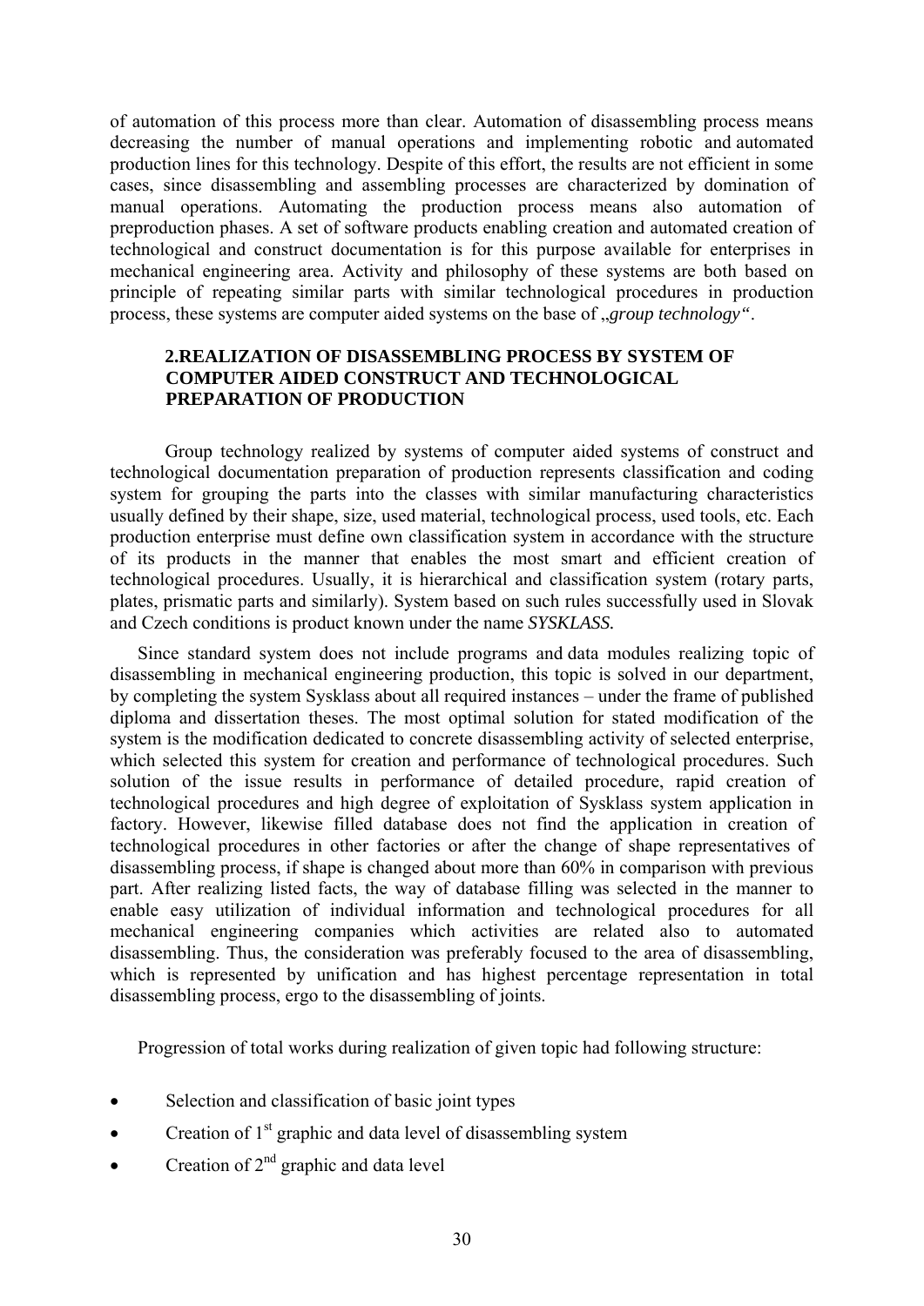of automation of this process more than clear. Automation of disassembling process means decreasing the number of manual operations and implementing robotic and automated production lines for this technology. Despite of this effort, the results are not efficient in some cases, since disassembling and assembling processes are characterized by domination of manual operations. Automating the production process means also automation of preproduction phases. A set of software products enabling creation and automated creation of technological and construct documentation is for this purpose available for enterprises in mechanical engineering area. Activity and philosophy of these systems are both based on principle of repeating similar parts with similar technological procedures in production process, these systems are computer aided systems on the base of „*group technology“*.

## 2.REALIZATION OF DISASSEMBLING PROCESS BY SYSTEM OF COMPUTER AIDED CONSTRUCT AND TECHNOLOGICAL PREPARATION OF PRODUCTION

Group technology realized by systems of computer aided systems of construct and technological documentation preparation of production represents classification and coding system for grouping the parts into the classes with similar manufacturing characteristics usually defined by their shape, size, used material, technological process, used tools, etc. Each production enterprise must define own classification system in accordance with the structure of its products in the manner that enables the most smart and efficient creation of technological procedures. Usually, it is hierarchical and classification system (rotary parts, plates, prismatic parts and similarly). System based on such rules successfully used in Slovak and Czech conditions is product known under the name *SYSKLASS.*

Since standard system does not include programs and data modules realizing topic of disassembling in mechanical engineering production, this topic is solved in our department, by completing the system Sysklass about all required instances – under the frame of published diploma and dissertation theses. The most optimal solution for stated modification of the system is the modification dedicated to concrete disassembling activity of selected enterprise, which selected this system for creation and performance of technological procedures. Such solution of the issue results in performance of detailed procedure, rapid creation of technological procedures and high degree of exploitation of Sysklass system application in factory. However, likewise filled database does not find the application in creation of technological procedures in other factories or after the change of shape representatives of disassembling process, if shape is changed about more than 60% in comparison with previous part. After realizing listed facts, the way of database filling was selected in the manner to enable easy utilization of individual information and technological procedures for all mechanical engineering companies which activities are related also to automated disassembling. Thus, the consideration was preferably focused to the area of disassembling, which is represented by unification and has highest percentage representation in total disassembling process, ergo to the disassembling of joints.

Progression of total works during realization of given topic had following structure:

- Selection and classification of basic joint types
- Creation of 1st graphic and data level of disassembling system
- Creation of 2nd graphic and data level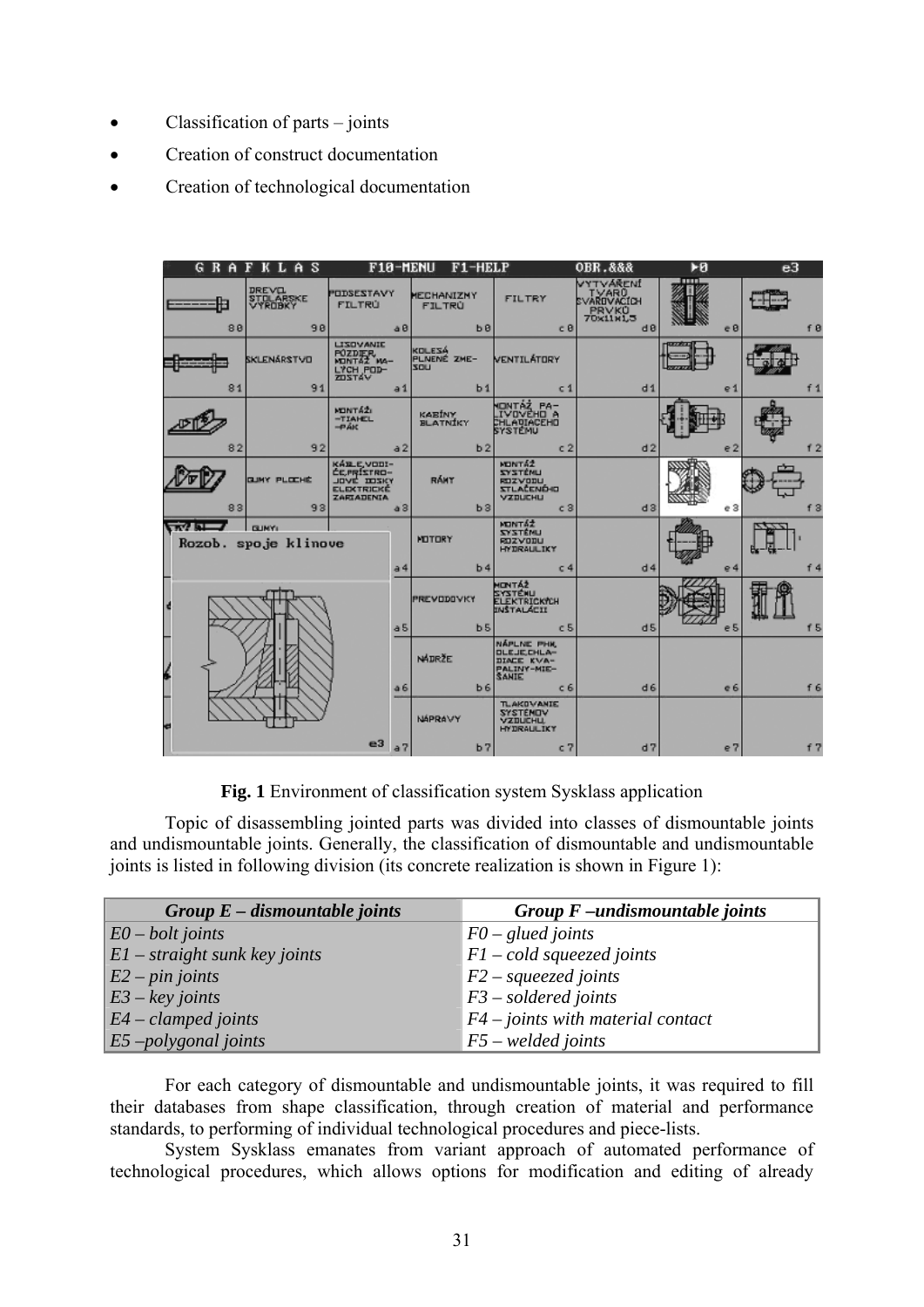- Classification of parts – joints
- Creation of construct documentation
- Creation of technological documentation

Fig. 1 Environment of classification system Sysklass application

Topic of disassembling jointed parts was divided into classes of dismountable joints and undismountable joints. Generally, the classification of dismountable and undismountable joints is listed in following division (its concrete realization is shown in Figure 1):

| *Group E – dismountable joints* | *Group F –undismountable joints* |
|---|---|
| *E0 – bolt joints* | *F0 – glued joints* |
| *E1 – straight sunk key joints* | *F1 – cold squeezed joints* |
| *E2 – pin joints* | *F2 – squeezed joints* |
| *E3 – key joints* | *F3 – soldered joints* |
| *E4 – clamped joints* | *F4 – joints with material contact* |
| *E5 –polygonal joints* | *F5 – welded joints* |

For each category of dismountable and undismountable joints, it was required to fill their databases from shape classification, through creation of material and performance standards, to performing of individual technological procedures and piece-lists.

System Sysklass emanates from variant approach of automated performance of technological procedures, which allows options for modification and editing of already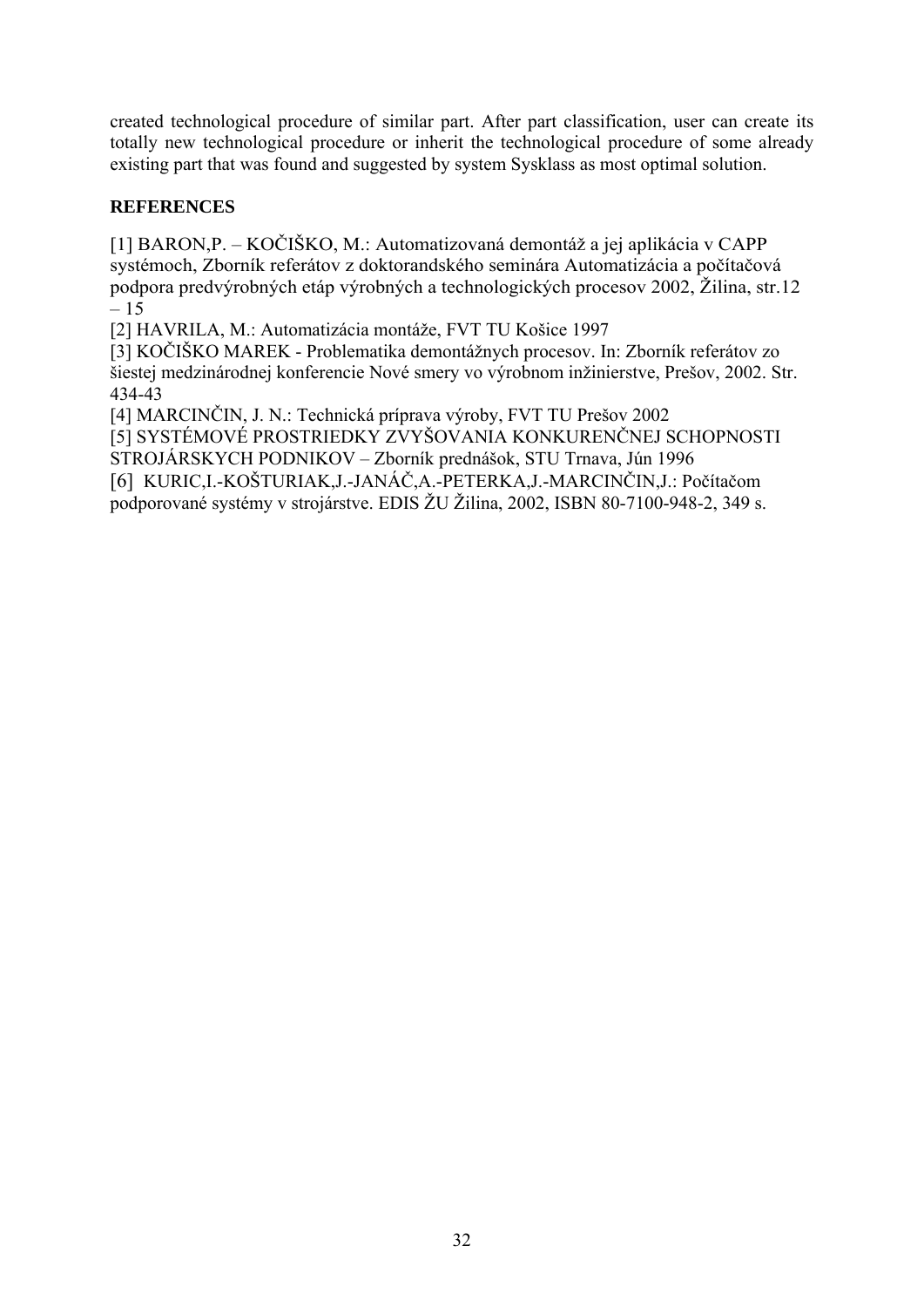created technological procedure of similar part. After part classification, user can create its totally new technological procedure or inherit the technological procedure of some already existing part that was found and suggested by system Sysklass as most optimal solution.

## REFERENCES

[1] BARON,P. – KOČIŠKO, M.: Automatizovaná demontáž a jej aplikácia v CAPP systémoch, Zborník referátov z doktorandského seminára Automatizácia a počítačová podpora predvýrobných etáp výrobných a technologických procesov 2002, Žilina, str.12 – 15

[2] HAVRILA, M.: Automatizácia montáže, FVT TU Košice 1997

[3] KOČIŠKO MAREK - Problematika demontážnych procesov. In: Zborník referátov zo šiestej medzinárodnej konferencie Nové smery vo výrobnom inžinierstve, Prešov, 2002. Str. 434-43

[4] MARCINČIN, J. N.: Technická príprava výroby, FVT TU Prešov 2002

[5] SYSTÉMOVÉ PROSTRIEDKY ZVYŠOVANIA KONKURENČNEJ SCHOPNOSTI STROJÁRSKYCH PODNIKOV – Zborník prednášok, STU Trnava, Jún 1996

[6] KURIC,I.-KOŠTURIAK,J.-JANÁČ,A.-PETERKA,J.-MARCINČIN,J.: Počítačom podporované systémy v strojárstve. EDIS ŽU Žilina, 2002, ISBN 80-7100-948-2, 349 s.